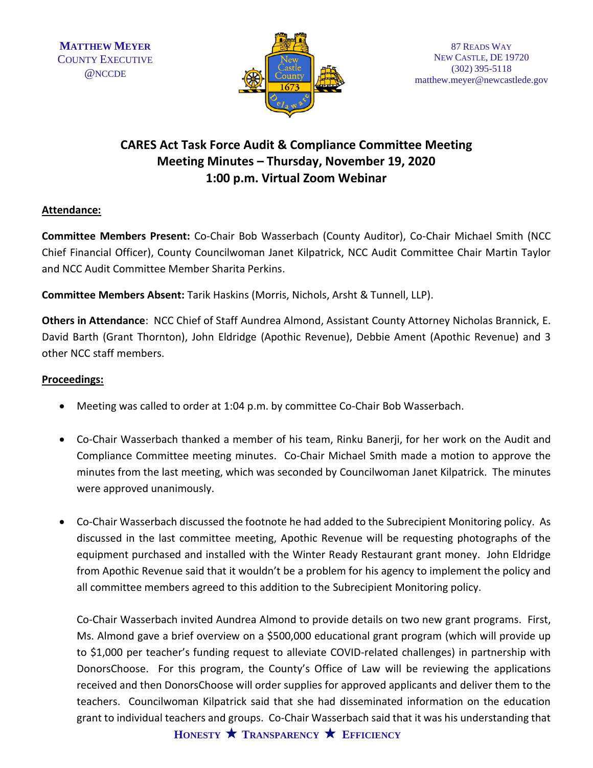MATTHEW MEYER
COUNTY EXECUTIVE
@NCCDE

87 READS WAY
NEW CASTLE, DE 19720
(302) 395-5118
matthew.meyer@newcastlede.gov

## CARES Act Task Force Audit & Compliance Committee Meeting
## Meeting Minutes – Thursday, November 19, 2020
## 1:00 p.m. Virtual Zoom Webinar

**Attendance:**

**Committee Members Present:** Co-Chair Bob Wasserbach (County Auditor), Co-Chair Michael Smith (NCC Chief Financial Officer), County Councilwoman Janet Kilpatrick, NCC Audit Committee Chair Martin Taylor and NCC Audit Committee Member Sharita Perkins.

**Committee Members Absent:** Tarik Haskins (Morris, Nichols, Arsht & Tunnell, LLP).

**Others in Attendance**: NCC Chief of Staff Aundrea Almond, Assistant County Attorney Nicholas Brannick, E. David Barth (Grant Thornton), John Eldridge (Apothic Revenue), Debbie Ament (Apothic Revenue) and 3 other NCC staff members.

**Proceedings:**

- Meeting was called to order at 1:04 p.m. by committee Co-Chair Bob Wasserbach.

- Co-Chair Wasserbach thanked a member of his team, Rinku Banerji, for her work on the Audit and Compliance Committee meeting minutes. Co-Chair Michael Smith made a motion to approve the minutes from the last meeting, which was seconded by Councilwoman Janet Kilpatrick. The minutes were approved unanimously.

- Co-Chair Wasserbach discussed the footnote he had added to the Subrecipient Monitoring policy. As discussed in the last committee meeting, Apothic Revenue will be requesting photographs of the equipment purchased and installed with the Winter Ready Restaurant grant money. John Eldridge from Apothic Revenue said that it wouldn't be a problem for his agency to implement the policy and all committee members agreed to this addition to the Subrecipient Monitoring policy.

  Co-Chair Wasserbach invited Aundrea Almond to provide details on two new grant programs. First, Ms. Almond gave a brief overview on a $500,000 educational grant program (which will provide up to $1,000 per teacher's funding request to alleviate COVID-related challenges) in partnership with DonorsChoose. For this program, the County's Office of Law will be reviewing the applications received and then DonorsChoose will order supplies for approved applicants and deliver them to the teachers. Councilwoman Kilpatrick said that she had disseminated information on the education grant to individual teachers and groups. Co-Chair Wasserbach said that it was his understanding that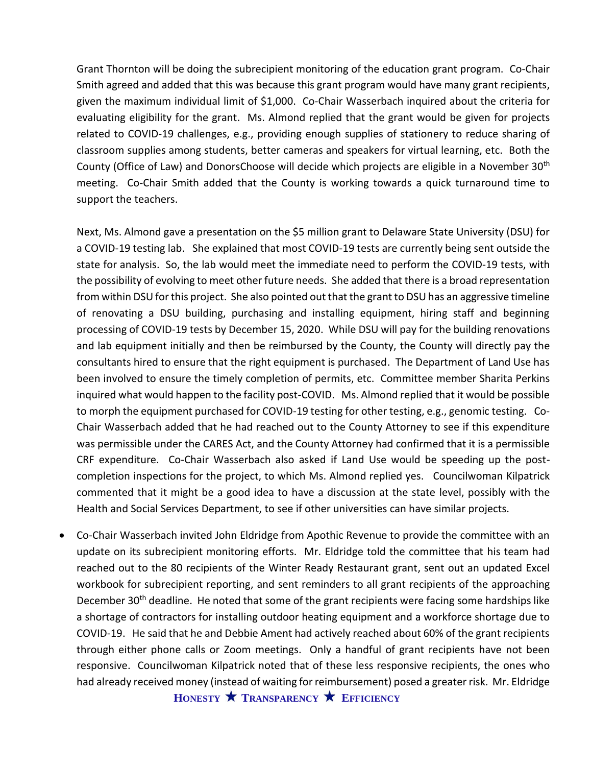Grant Thornton will be doing the subrecipient monitoring of the education grant program. Co-Chair Smith agreed and added that this was because this grant program would have many grant recipients, given the maximum individual limit of $1,000. Co-Chair Wasserbach inquired about the criteria for evaluating eligibility for the grant. Ms. Almond replied that the grant would be given for projects related to COVID-19 challenges, e.g., providing enough supplies of stationery to reduce sharing of classroom supplies among students, better cameras and speakers for virtual learning, etc. Both the County (Office of Law) and DonorsChoose will decide which projects are eligible in a November 30th meeting. Co-Chair Smith added that the County is working towards a quick turnaround time to support the teachers.

Next, Ms. Almond gave a presentation on the $5 million grant to Delaware State University (DSU) for a COVID-19 testing lab. She explained that most COVID-19 tests are currently being sent outside the state for analysis. So, the lab would meet the immediate need to perform the COVID-19 tests, with the possibility of evolving to meet other future needs. She added that there is a broad representation from within DSU for this project. She also pointed out that the grant to DSU has an aggressive timeline of renovating a DSU building, purchasing and installing equipment, hiring staff and beginning processing of COVID-19 tests by December 15, 2020. While DSU will pay for the building renovations and lab equipment initially and then be reimbursed by the County, the County will directly pay the consultants hired to ensure that the right equipment is purchased. The Department of Land Use has been involved to ensure the timely completion of permits, etc. Committee member Sharita Perkins inquired what would happen to the facility post-COVID. Ms. Almond replied that it would be possible to morph the equipment purchased for COVID-19 testing for other testing, e.g., genomic testing. Co-Chair Wasserbach added that he had reached out to the County Attorney to see if this expenditure was permissible under the CARES Act, and the County Attorney had confirmed that it is a permissible CRF expenditure. Co-Chair Wasserbach also asked if Land Use would be speeding up the post-completion inspections for the project, to which Ms. Almond replied yes. Councilwoman Kilpatrick commented that it might be a good idea to have a discussion at the state level, possibly with the Health and Social Services Department, to see if other universities can have similar projects.

- Co-Chair Wasserbach invited John Eldridge from Apothic Revenue to provide the committee with an update on its subrecipient monitoring efforts. Mr. Eldridge told the committee that his team had reached out to the 80 recipients of the Winter Ready Restaurant grant, sent out an updated Excel workbook for subrecipient reporting, and sent reminders to all grant recipients of the approaching December 30th deadline. He noted that some of the grant recipients were facing some hardships like a shortage of contractors for installing outdoor heating equipment and a workforce shortage due to COVID-19. He said that he and Debbie Ament had actively reached about 60% of the grant recipients through either phone calls or Zoom meetings. Only a handful of grant recipients have not been responsive. Councilwoman Kilpatrick noted that of these less responsive recipients, the ones who had already received money (instead of waiting for reimbursement) posed a greater risk. Mr. Eldridge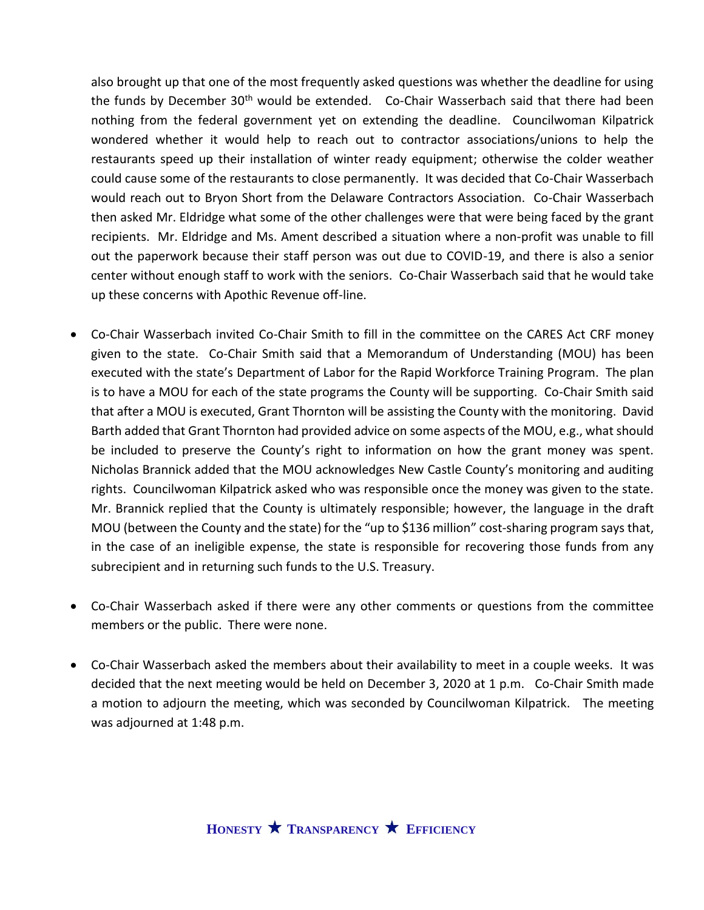also brought up that one of the most frequently asked questions was whether the deadline for using the funds by December 30th would be extended. Co-Chair Wasserbach said that there had been nothing from the federal government yet on extending the deadline. Councilwoman Kilpatrick wondered whether it would help to reach out to contractor associations/unions to help the restaurants speed up their installation of winter ready equipment; otherwise the colder weather could cause some of the restaurants to close permanently. It was decided that Co-Chair Wasserbach would reach out to Bryon Short from the Delaware Contractors Association. Co-Chair Wasserbach then asked Mr. Eldridge what some of the other challenges were that were being faced by the grant recipients. Mr. Eldridge and Ms. Ament described a situation where a non-profit was unable to fill out the paperwork because their staff person was out due to COVID-19, and there is also a senior center without enough staff to work with the seniors. Co-Chair Wasserbach said that he would take up these concerns with Apothic Revenue off-line.

- Co-Chair Wasserbach invited Co-Chair Smith to fill in the committee on the CARES Act CRF money given to the state. Co-Chair Smith said that a Memorandum of Understanding (MOU) has been executed with the state's Department of Labor for the Rapid Workforce Training Program. The plan is to have a MOU for each of the state programs the County will be supporting. Co-Chair Smith said that after a MOU is executed, Grant Thornton will be assisting the County with the monitoring. David Barth added that Grant Thornton had provided advice on some aspects of the MOU, e.g., what should be included to preserve the County's right to information on how the grant money was spent. Nicholas Brannick added that the MOU acknowledges New Castle County's monitoring and auditing rights. Councilwoman Kilpatrick asked who was responsible once the money was given to the state. Mr. Brannick replied that the County is ultimately responsible; however, the language in the draft MOU (between the County and the state) for the "up to $136 million" cost-sharing program says that, in the case of an ineligible expense, the state is responsible for recovering those funds from any subrecipient and in returning such funds to the U.S. Treasury.

- Co-Chair Wasserbach asked if there were any other comments or questions from the committee members or the public. There were none.

- Co-Chair Wasserbach asked the members about their availability to meet in a couple weeks. It was decided that the next meeting would be held on December 3, 2020 at 1 p.m. Co-Chair Smith made a motion to adjourn the meeting, which was seconded by Councilwoman Kilpatrick. The meeting was adjourned at 1:48 p.m.